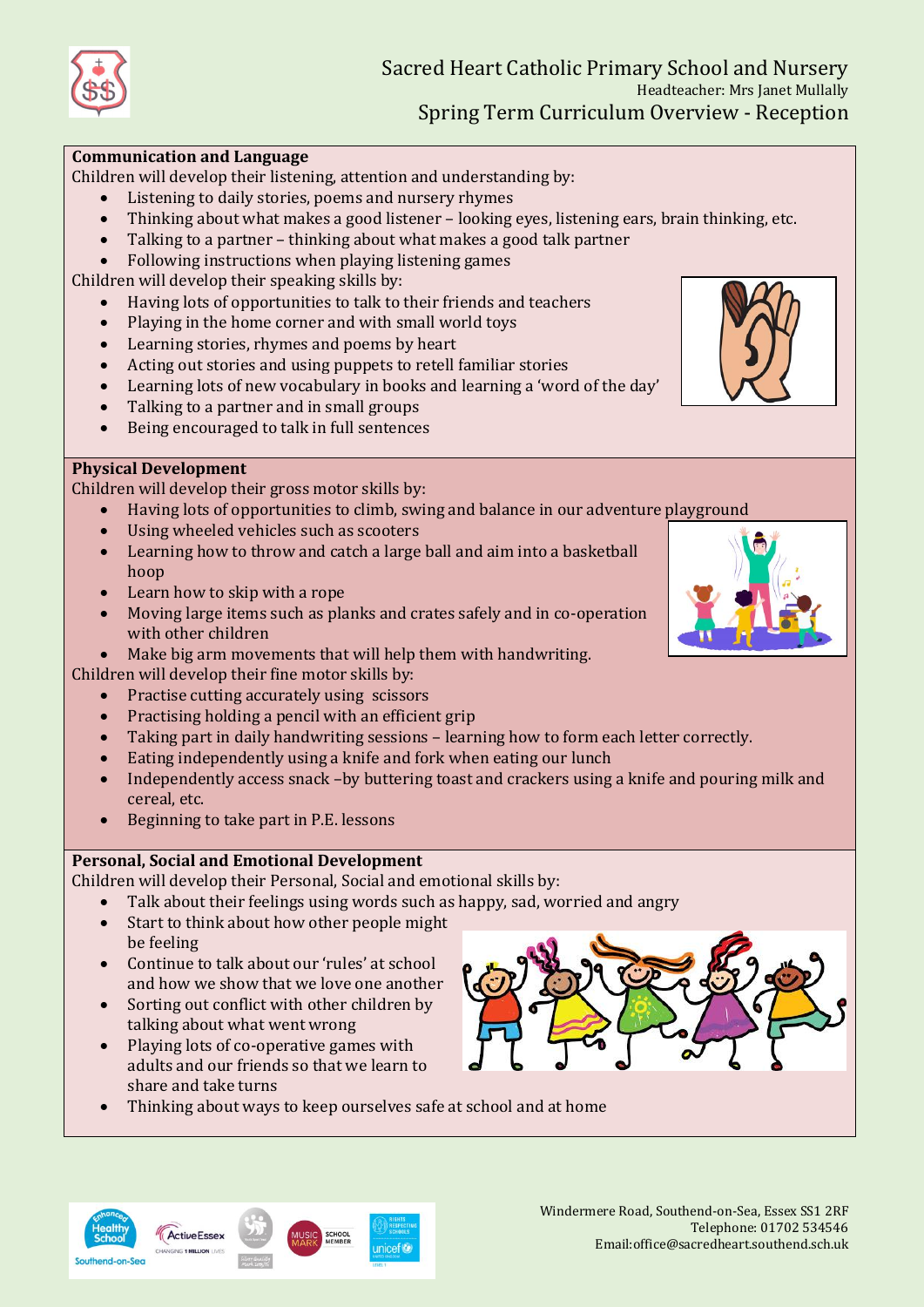# Sacred Heart Catholic Primary School and Nursery

Headteacher: Mrs Janet Mullally

## Spring Term Curriculum Overview - Reception

### Communication and Language

Children will develop their listening, attention and understanding by:

- Listening to daily stories, poems and nursery rhymes
- Thinking about what makes a good listener – looking eyes, listening ears, brain thinking, etc.
- Talking to a partner – thinking about what makes a good talk partner
- Following instructions when playing listening games

Children will develop their speaking skills by:

- Having lots of opportunities to talk to their friends and teachers
- Playing in the home corner and with small world toys
- Learning stories, rhymes and poems by heart
- Acting out stories and using puppets to retell familiar stories
- Learning lots of new vocabulary in books and learning a 'word of the day'
- Talking to a partner and in small groups
- Being encouraged to talk in full sentences

### Physical Development

Children will develop their gross motor skills by:

- Having lots of opportunities to climb, swing and balance in our adventure playground
- Using wheeled vehicles such as scooters
- Learning how to throw and catch a large ball and aim into a basketball hoop
- Learn how to skip with a rope
- Moving large items such as planks and crates safely and in co-operation with other children
- Make big arm movements that will help them with handwriting.

Children will develop their fine motor skills by:

- Practise cutting accurately using scissors
- Practising holding a pencil with an efficient grip
- Taking part in daily handwriting sessions – learning how to form each letter correctly.
- Eating independently using a knife and fork when eating our lunch
- Independently access snack –by buttering toast and crackers using a knife and pouring milk and cereal, etc.
- Beginning to take part in P.E. lessons

### Personal, Social and Emotional Development

Children will develop their Personal, Social and emotional skills by:

- Talk about their feelings using words such as happy, sad, worried and angry
- Start to think about how other people might be feeling
- Continue to talk about our 'rules' at school and how we show that we love one another
- Sorting out conflict with other children by talking about what went wrong
- Playing lots of co-operative games with adults and our friends so that we learn to share and take turns
- Thinking about ways to keep ourselves safe at school and at home

Windermere Road, Southend-on-Sea, Essex SS1 2RF
Telephone: 01702 534546
Email: office@sacredheart.southend.sch.uk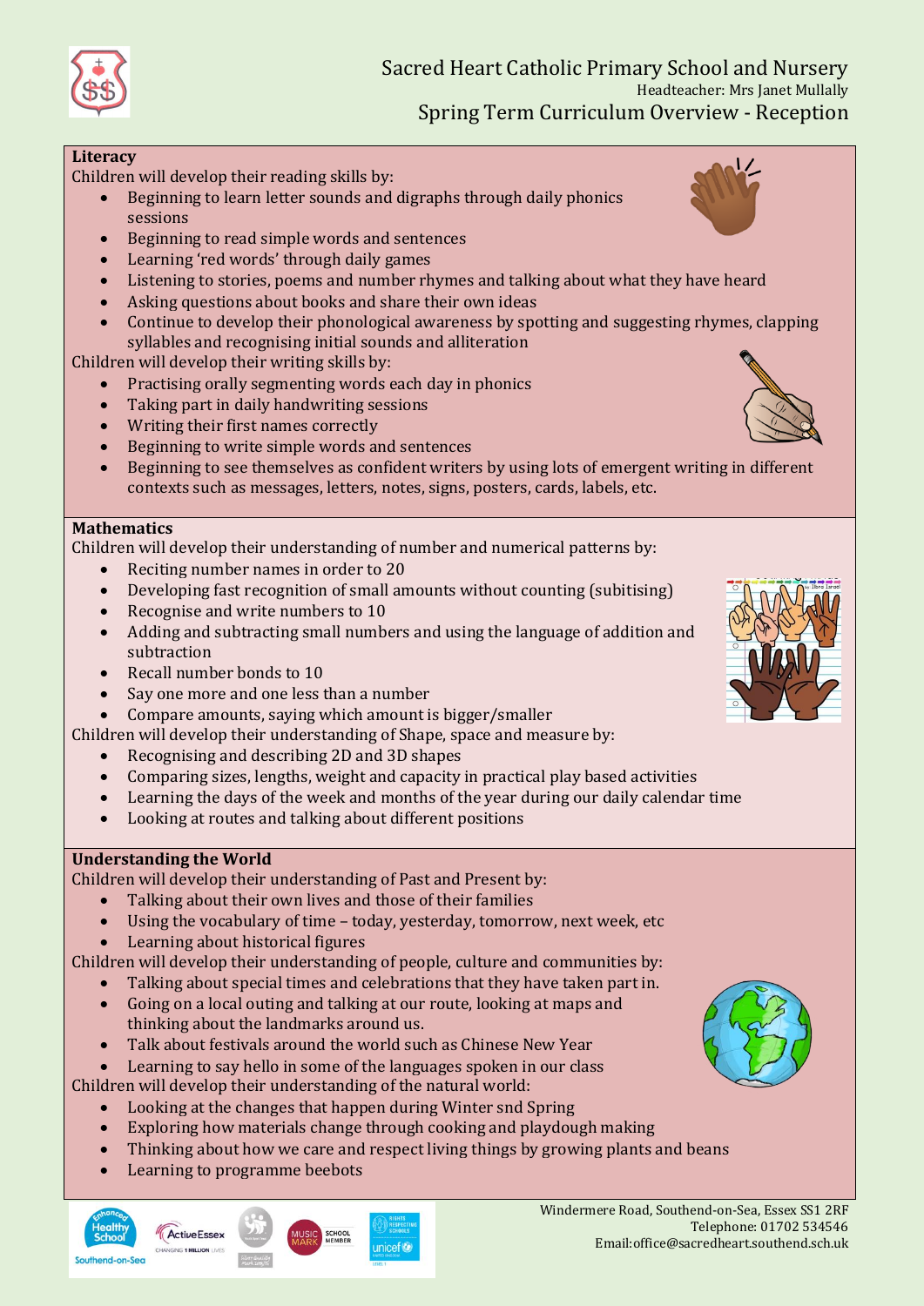# Sacred Heart Catholic Primary School and Nursery

Headteacher: Mrs Janet Mullally

## Spring Term Curriculum Overview - Reception

### Literacy

Children will develop their reading skills by:

- Beginning to learn letter sounds and digraphs through daily phonics sessions
- Beginning to read simple words and sentences
- Learning 'red words' through daily games
- Listening to stories, poems and number rhymes and talking about what they have heard
- Asking questions about books and share their own ideas
- Continue to develop their phonological awareness by spotting and suggesting rhymes, clapping syllables and recognising initial sounds and alliteration

Children will develop their writing skills by:

- Practising orally segmenting words each day in phonics
- Taking part in daily handwriting sessions
- Writing their first names correctly
- Beginning to write simple words and sentences
- Beginning to see themselves as confident writers by using lots of emergent writing in different contexts such as messages, letters, notes, signs, posters, cards, labels, etc.

### Mathematics

Children will develop their understanding of number and numerical patterns by:

- Reciting number names in order to 20
- Developing fast recognition of small amounts without counting (subitising)
- Recognise and write numbers to 10
- Adding and subtracting small numbers and using the language of addition and subtraction
- Recall number bonds to 10
- Say one more and one less than a number
- Compare amounts, saying which amount is bigger/smaller

Children will develop their understanding of Shape, space and measure by:

- Recognising and describing 2D and 3D shapes
- Comparing sizes, lengths, weight and capacity in practical play based activities
- Learning the days of the week and months of the year during our daily calendar time
- Looking at routes and talking about different positions

### Understanding the World

Children will develop their understanding of Past and Present by:

- Talking about their own lives and those of their families
- Using the vocabulary of time – today, yesterday, tomorrow, next week, etc
- Learning about historical figures

Children will develop their understanding of people, culture and communities by:

- Talking about special times and celebrations that they have taken part in.
- Going on a local outing and talking at our route, looking at maps and thinking about the landmarks around us.
- Talk about festivals around the world such as Chinese New Year
- Learning to say hello in some of the languages spoken in our class

Children will develop their understanding of the natural world:

- Looking at the changes that happen during Winter snd Spring
- Exploring how materials change through cooking and playdough making
- Thinking about how we care and respect living things by growing plants and beans
- Learning to programme beebots

Windermere Road, Southend-on-Sea, Essex SS1 2RF
Telephone: 01702 534546
Email:office@sacredheart.southend.sch.uk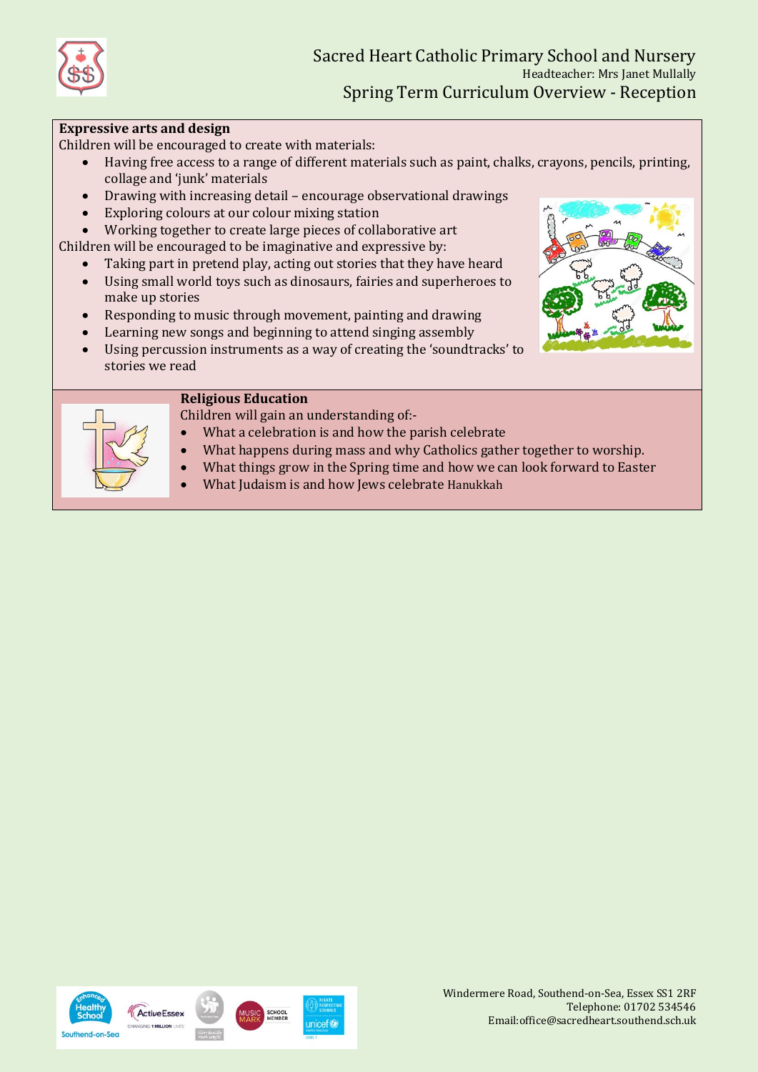**Expressive arts and design**

Children will be encouraged to create with materials:

- Having free access to a range of different materials such as paint, chalks, crayons, pencils, printing, collage and 'junk' materials
- Drawing with increasing detail – encourage observational drawings
- Exploring colours at our colour mixing station
- Working together to create large pieces of collaborative art

Children will be encouraged to be imaginative and expressive by:

- Taking part in pretend play, acting out stories that they have heard
- Using small world toys such as dinosaurs, fairies and superheroes to make up stories
- Responding to music through movement, painting and drawing
- Learning new songs and beginning to attend singing assembly
- Using percussion instruments as a way of creating the 'soundtracks' to stories we read

**Religious Education**

Children will gain an understanding of:-

- What a celebration is and how the parish celebrate
- What happens during mass and why Catholics gather together to worship.
- What things grow in the Spring time and how we can look forward to Easter
- What Judaism is and how Jews celebrate Hanukkah

Windermere Road, Southend-on-Sea, Essex SS1 2RF
Telephone: 01702 534546
Email:office@sacredheart.southend.sch.uk